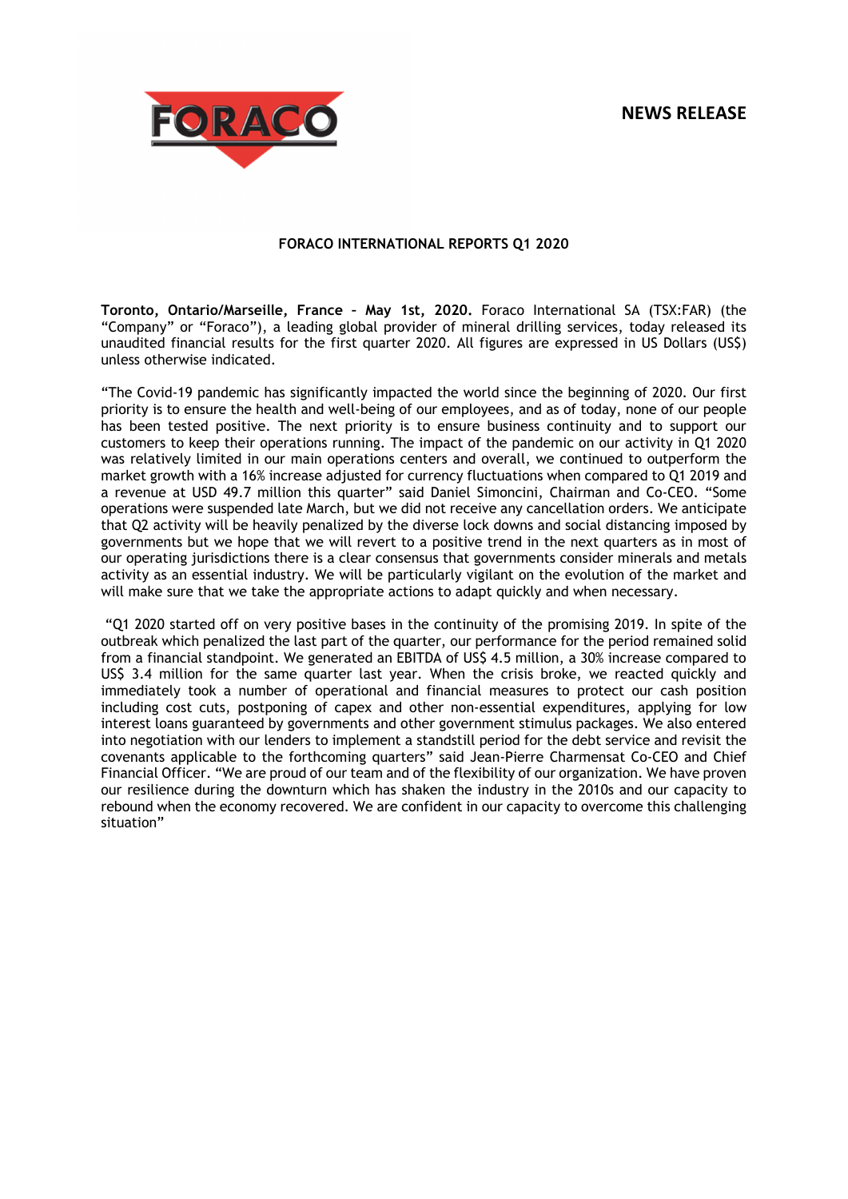**NEWS RELEASE**

# FORACO INTERNATIONAL REPORTS Q1 2020

**Toronto, Ontario/Marseille, France – May 1st, 2020.** Foraco International SA (TSX:FAR) (the "Company" or "Foraco"), a leading global provider of mineral drilling services, today released its unaudited financial results for the first quarter 2020. All figures are expressed in US Dollars (US$) unless otherwise indicated.

"The Covid-19 pandemic has significantly impacted the world since the beginning of 2020. Our first priority is to ensure the health and well-being of our employees, and as of today, none of our people has been tested positive. The next priority is to ensure business continuity and to support our customers to keep their operations running. The impact of the pandemic on our activity in Q1 2020 was relatively limited in our main operations centers and overall, we continued to outperform the market growth with a 16% increase adjusted for currency fluctuations when compared to Q1 2019 and a revenue at USD 49.7 million this quarter" said Daniel Simoncini, Chairman and Co-CEO. "Some operations were suspended late March, but we did not receive any cancellation orders. We anticipate that Q2 activity will be heavily penalized by the diverse lock downs and social distancing imposed by governments but we hope that we will revert to a positive trend in the next quarters as in most of our operating jurisdictions there is a clear consensus that governments consider minerals and metals activity as an essential industry. We will be particularly vigilant on the evolution of the market and will make sure that we take the appropriate actions to adapt quickly and when necessary.

"Q1 2020 started off on very positive bases in the continuity of the promising 2019. In spite of the outbreak which penalized the last part of the quarter, our performance for the period remained solid from a financial standpoint. We generated an EBITDA of US$ 4.5 million, a 30% increase compared to US$ 3.4 million for the same quarter last year. When the crisis broke, we reacted quickly and immediately took a number of operational and financial measures to protect our cash position including cost cuts, postponing of capex and other non-essential expenditures, applying for low interest loans guaranteed by governments and other government stimulus packages. We also entered into negotiation with our lenders to implement a standstill period for the debt service and revisit the covenants applicable to the forthcoming quarters" said Jean-Pierre Charmensat Co-CEO and Chief Financial Officer. "We are proud of our team and of the flexibility of our organization. We have proven our resilience during the downturn which has shaken the industry in the 2010s and our capacity to rebound when the economy recovered. We are confident in our capacity to overcome this challenging situation"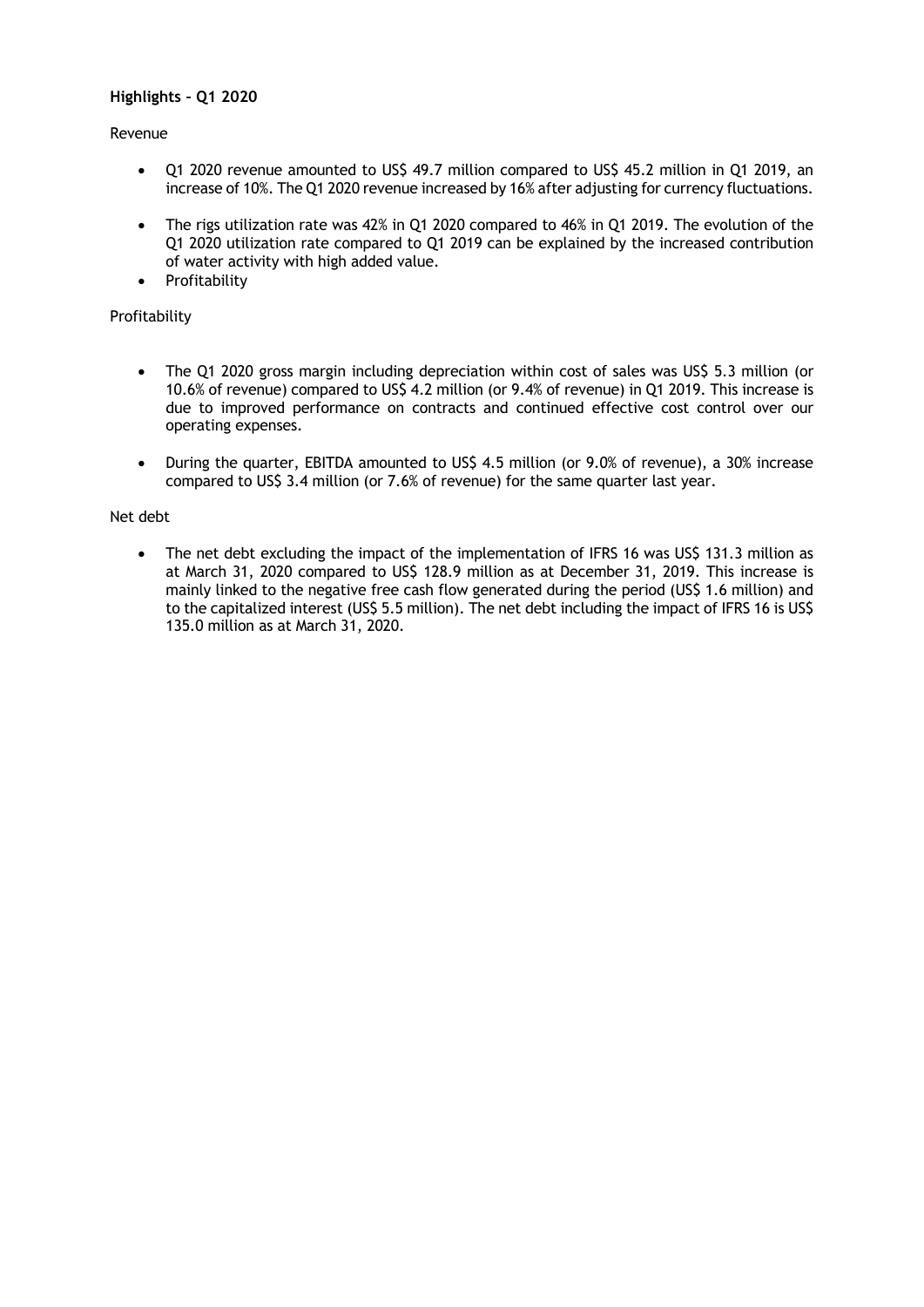**Highlights – Q1 2020**

Revenue

- Q1 2020 revenue amounted to US$ 49.7 million compared to US$ 45.2 million in Q1 2019, an increase of 10%. The Q1 2020 revenue increased by 16% after adjusting for currency fluctuations.
- The rigs utilization rate was 42% in Q1 2020 compared to 46% in Q1 2019. The evolution of the Q1 2020 utilization rate compared to Q1 2019 can be explained by the increased contribution of water activity with high added value.
- Profitability

Profitability

- The Q1 2020 gross margin including depreciation within cost of sales was US$ 5.3 million (or 10.6% of revenue) compared to US$ 4.2 million (or 9.4% of revenue) in Q1 2019. This increase is due to improved performance on contracts and continued effective cost control over our operating expenses.
- During the quarter, EBITDA amounted to US$ 4.5 million (or 9.0% of revenue), a 30% increase compared to US$ 3.4 million (or 7.6% of revenue) for the same quarter last year.

Net debt

- The net debt excluding the impact of the implementation of IFRS 16 was US$ 131.3 million as at March 31, 2020 compared to US$ 128.9 million as at December 31, 2019. This increase is mainly linked to the negative free cash flow generated during the period (US$ 1.6 million) and to the capitalized interest (US$ 5.5 million). The net debt including the impact of IFRS 16 is US$ 135.0 million as at March 31, 2020.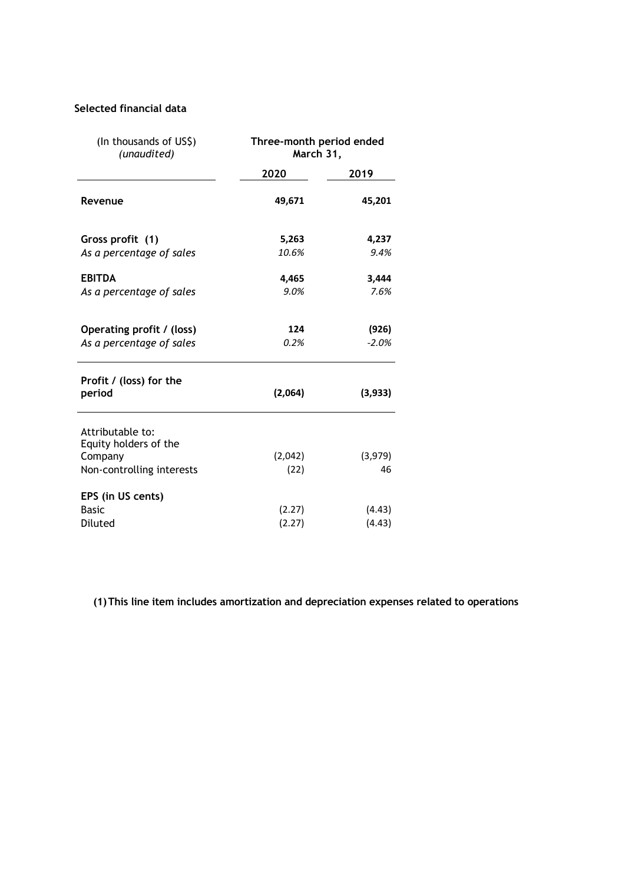**Selected financial data**

| (In thousands of US$) *(unaudited)* | Three-month period ended March 31, | |
|---|---|---|
| | 2020 | 2019 |
| **Revenue** | **49,671** | **45,201** |
| **Gross profit (1)** | **5,263** | **4,237** |
| *As a percentage of sales* | *10.6%* | *9.4%* |
| **EBITDA** | **4,465** | **3,444** |
| *As a percentage of sales* | *9.0%* | *7.6%* |
| **Operating profit / (loss)** | **124** | **(926)** |
| *As a percentage of sales* | *0.2%* | *-2.0%* |
| **Profit / (loss) for the period** | **(2,064)** | **(3,933)** |
| Attributable to: | | |
| Equity holders of the Company | (2,042) | (3,979) |
| Non-controlling interests | (22) | 46 |
| **EPS (in US cents)** | | |
| Basic | (2.27) | (4.43) |
| Diluted | (2.27) | (4.43) |

**(1) This line item includes amortization and depreciation expenses related to operations**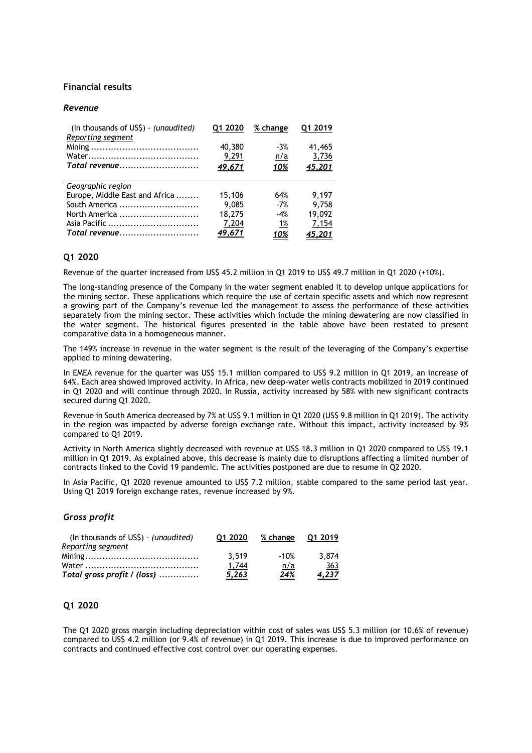## Financial results

### *Revenue*

| (In thousands of US$) - *(unaudited)* | Q1 2020 | % change | Q1 2019 |
|---|---|---|---|
| *Reporting segment* | | | |
| Mining | 40,380 | -3% | 41,465 |
| Water | 9,291 | n/a | 3,736 |
| ***Total revenue*** | ***49,671*** | ***10%*** | ***45,201*** |
| *Geographic region* | | | |
| Europe, Middle East and Africa | 15,106 | 64% | 9,197 |
| South America | 9,085 | -7% | 9,758 |
| North America | 18,275 | -4% | 19,092 |
| Asia Pacific | 7,204 | 1% | 7,154 |
| ***Total revenue*** | ***49,671*** | ***10%*** | ***45,201*** |

### Q1 2020

Revenue of the quarter increased from US$ 45.2 million in Q1 2019 to US$ 49.7 million in Q1 2020 (+10%).

The long-standing presence of the Company in the water segment enabled it to develop unique applications for the mining sector. These applications which require the use of certain specific assets and which now represent a growing part of the Company's revenue led the management to assess the performance of these activities separately from the mining sector. These activities which include the mining dewatering are now classified in the water segment. The historical figures presented in the table above have been restated to present comparative data in a homogeneous manner.

The 149% increase in revenue in the water segment is the result of the leveraging of the Company's expertise applied to mining dewatering.

In EMEA revenue for the quarter was US$ 15.1 million compared to US$ 9.2 million in Q1 2019, an increase of 64%. Each area showed improved activity. In Africa, new deep-water wells contracts mobilized in 2019 continued in Q1 2020 and will continue through 2020. In Russia, activity increased by 58% with new significant contracts secured during Q1 2020.

Revenue in South America decreased by 7% at US$ 9.1 million in Q1 2020 (US$ 9.8 million in Q1 2019). The activity in the region was impacted by adverse foreign exchange rate. Without this impact, activity increased by 9% compared to Q1 2019.

Activity in North America slightly decreased with revenue at US$ 18.3 million in Q1 2020 compared to US$ 19.1 million in Q1 2019. As explained above, this decrease is mainly due to disruptions affecting a limited number of contracts linked to the Covid 19 pandemic. The activities postponed are due to resume in Q2 2020.

In Asia Pacific, Q1 2020 revenue amounted to US$ 7.2 million, stable compared to the same period last year. Using Q1 2019 foreign exchange rates, revenue increased by 9%.

### *Gross profit*

| (In thousands of US$) - *(unaudited)* | Q1 2020 | % change | Q1 2019 |
|---|---|---|---|
| *Reporting segment* | | | |
| Mining | 3,519 | -10% | 3,874 |
| Water | 1,744 | n/a | 363 |
| ***Total gross profit / (loss)*** | ***5,263*** | ***24%*** | ***4,237*** |

### Q1 2020

The Q1 2020 gross margin including depreciation within cost of sales was US$ 5.3 million (or 10.6% of revenue) compared to US$ 4.2 million (or 9.4% of revenue) in Q1 2019. This increase is due to improved performance on contracts and continued effective cost control over our operating expenses.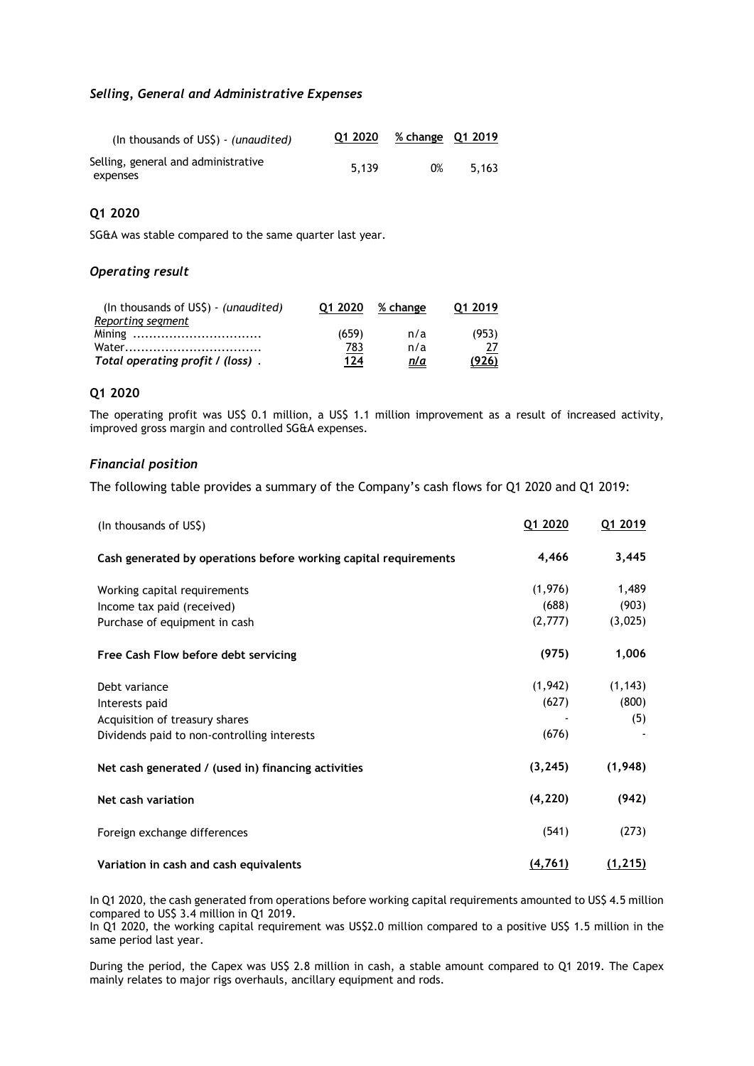### *Selling, General and Administrative Expenses*

| (In thousands of US$) - *(unaudited)* | Q1 2020 | % change | Q1 2019 |
|---|---|---|---|
| Selling, general and administrative expenses | 5,139 | 0% | 5,163 |

**Q1 2020**

SG&A was stable compared to the same quarter last year.

### *Operating result*

| (In thousands of US$) - *(unaudited)* | Q1 2020 | % change | Q1 2019 |
|---|---|---|---|
| *Reporting segment* | | | |
| Mining ................................ | (659) | n/a | (953) |
| Water.................................. | 783 | n/a | 27 |
| ***Total operating profit / (loss)*** . | **124** | ***n/a*** | **(926)** |

**Q1 2020**

The operating profit was US$ 0.1 million, a US$ 1.1 million improvement as a result of increased activity, improved gross margin and controlled SG&A expenses.

### *Financial position*

The following table provides a summary of the Company's cash flows for Q1 2020 and Q1 2019:

| (In thousands of US$) | Q1 2020 | Q1 2019 |
|---|---|---|
| **Cash generated by operations before working capital requirements** | **4,466** | **3,445** |
| Working capital requirements | (1,976) | 1,489 |
| Income tax paid (received) | (688) | (903) |
| Purchase of equipment in cash | (2,777) | (3,025) |
| **Free Cash Flow before debt servicing** | **(975)** | **1,006** |
| Debt variance | (1,942) | (1,143) |
| Interests paid | (627) | (800) |
| Acquisition of treasury shares | - | (5) |
| Dividends paid to non-controlling interests | (676) | - |
| **Net cash generated / (used in) financing activities** | **(3,245)** | **(1,948)** |
| **Net cash variation** | **(4,220)** | **(942)** |
| Foreign exchange differences | (541) | (273) |
| **Variation in cash and cash equivalents** | **(4,761)** | **(1,215)** |

In Q1 2020, the cash generated from operations before working capital requirements amounted to US$ 4.5 million compared to US$ 3.4 million in Q1 2019.
In Q1 2020, the working capital requirement was US$2.0 million compared to a positive US$ 1.5 million in the same period last year.

During the period, the Capex was US$ 2.8 million in cash, a stable amount compared to Q1 2019. The Capex mainly relates to major rigs overhauls, ancillary equipment and rods.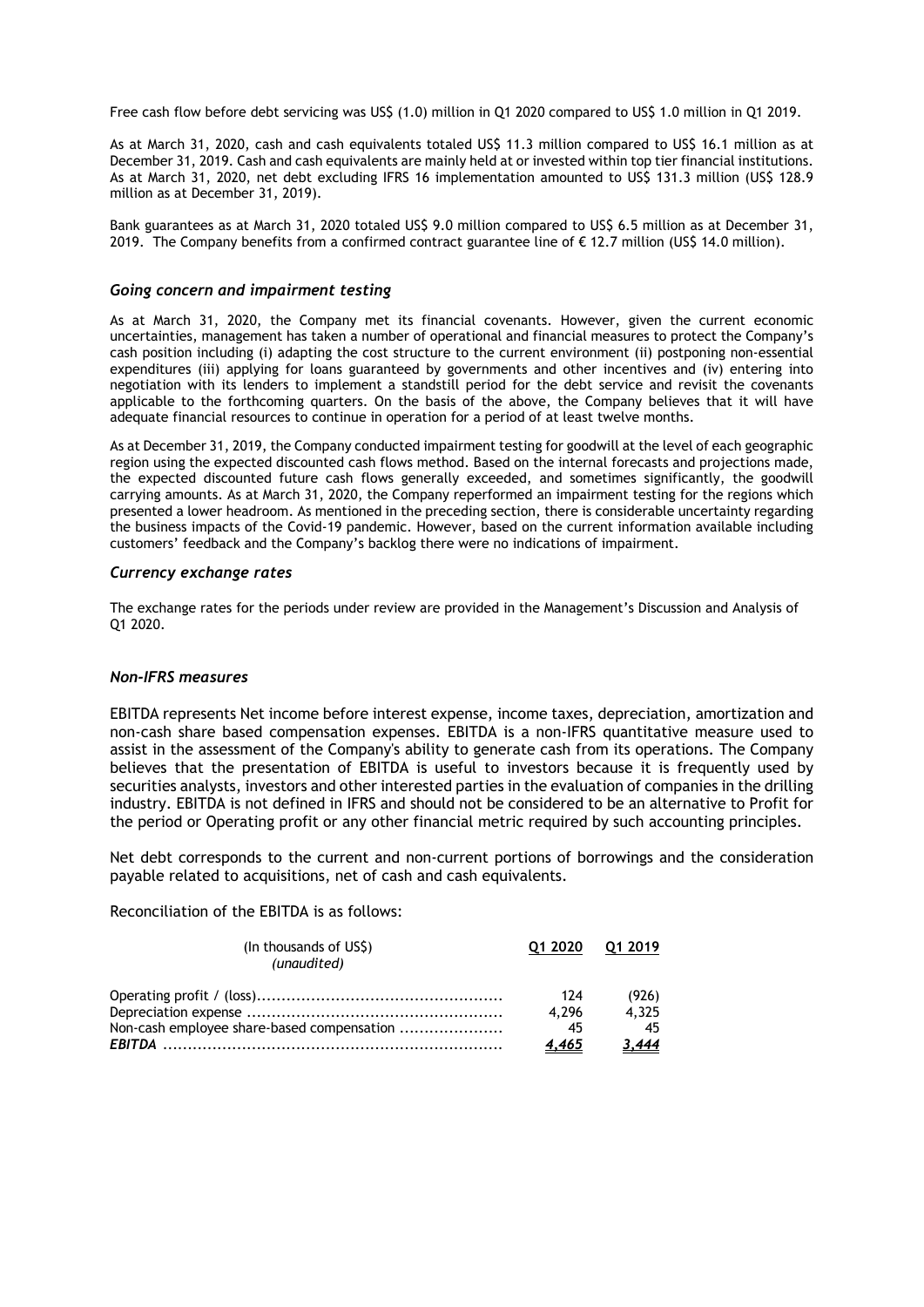Free cash flow before debt servicing was US$ (1.0) million in Q1 2020 compared to US$ 1.0 million in Q1 2019.

As at March 31, 2020, cash and cash equivalents totaled US$ 11.3 million compared to US$ 16.1 million as at December 31, 2019. Cash and cash equivalents are mainly held at or invested within top tier financial institutions. As at March 31, 2020, net debt excluding IFRS 16 implementation amounted to US$ 131.3 million (US$ 128.9 million as at December 31, 2019).

Bank guarantees as at March 31, 2020 totaled US$ 9.0 million compared to US$ 6.5 million as at December 31, 2019. The Company benefits from a confirmed contract guarantee line of € 12.7 million (US$ 14.0 million).

### *Going concern and impairment testing*

As at March 31, 2020, the Company met its financial covenants. However, given the current economic uncertainties, management has taken a number of operational and financial measures to protect the Company's cash position including (i) adapting the cost structure to the current environment (ii) postponing non-essential expenditures (iii) applying for loans guaranteed by governments and other incentives and (iv) entering into negotiation with its lenders to implement a standstill period for the debt service and revisit the covenants applicable to the forthcoming quarters. On the basis of the above, the Company believes that it will have adequate financial resources to continue in operation for a period of at least twelve months.

As at December 31, 2019, the Company conducted impairment testing for goodwill at the level of each geographic region using the expected discounted cash flows method. Based on the internal forecasts and projections made, the expected discounted future cash flows generally exceeded, and sometimes significantly, the goodwill carrying amounts. As at March 31, 2020, the Company reperformed an impairment testing for the regions which presented a lower headroom. As mentioned in the preceding section, there is considerable uncertainty regarding the business impacts of the Covid-19 pandemic. However, based on the current information available including customers' feedback and the Company's backlog there were no indications of impairment.

### *Currency exchange rates*

The exchange rates for the periods under review are provided in the Management's Discussion and Analysis of Q1 2020.

### *Non-IFRS measures*

EBITDA represents Net income before interest expense, income taxes, depreciation, amortization and non-cash share based compensation expenses. EBITDA is a non-IFRS quantitative measure used to assist in the assessment of the Company's ability to generate cash from its operations. The Company believes that the presentation of EBITDA is useful to investors because it is frequently used by securities analysts, investors and other interested parties in the evaluation of companies in the drilling industry. EBITDA is not defined in IFRS and should not be considered to be an alternative to Profit for the period or Operating profit or any other financial metric required by such accounting principles.

Net debt corresponds to the current and non-current portions of borrowings and the consideration payable related to acquisitions, net of cash and cash equivalents.

Reconciliation of the EBITDA is as follows:

| (In thousands of US$) *(unaudited)* | Q1 2020 | Q1 2019 |
|---|---|---|
| Operating profit / (loss) | 124 | (926) |
| Depreciation expense | 4,296 | 4,325 |
| Non-cash employee share-based compensation | 45 | 45 |
| ***EBITDA*** | ***4,465*** | ***3,444*** |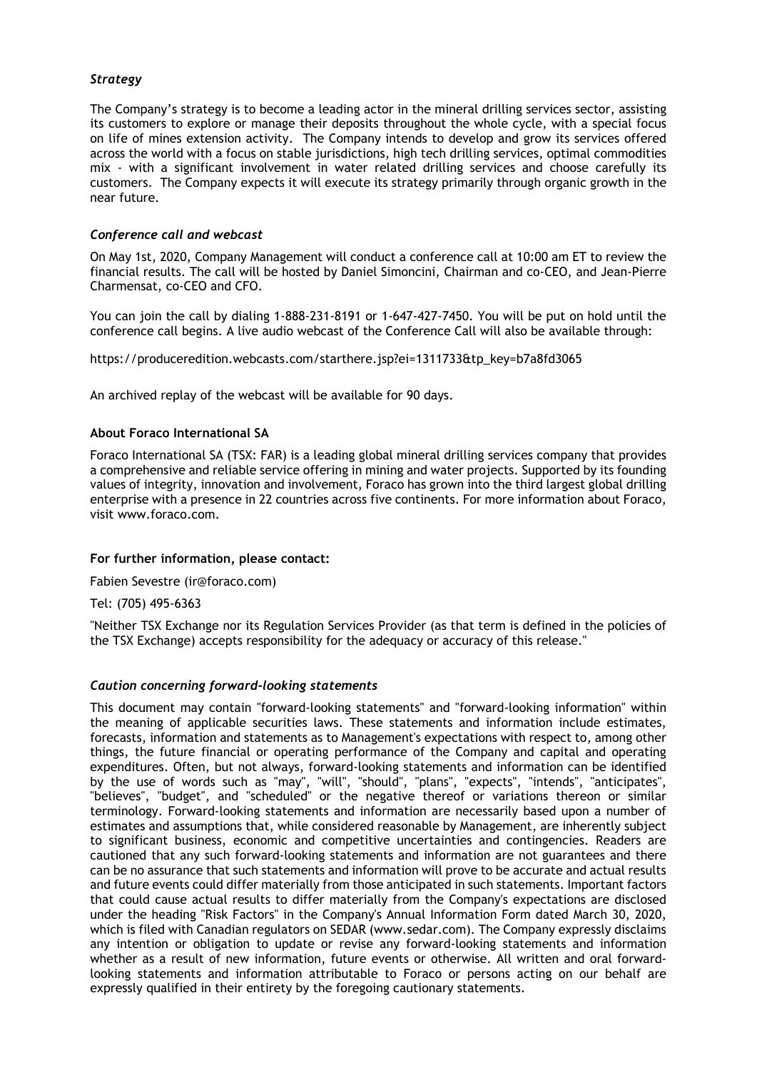### *Strategy*

The Company's strategy is to become a leading actor in the mineral drilling services sector, assisting its customers to explore or manage their deposits throughout the whole cycle, with a special focus on life of mines extension activity. The Company intends to develop and grow its services offered across the world with a focus on stable jurisdictions, high tech drilling services, optimal commodities mix - with a significant involvement in water related drilling services and choose carefully its customers. The Company expects it will execute its strategy primarily through organic growth in the near future.

### *Conference call and webcast*

On May 1st, 2020, Company Management will conduct a conference call at 10:00 am ET to review the financial results. The call will be hosted by Daniel Simoncini, Chairman and co-CEO, and Jean-Pierre Charmensat, co-CEO and CFO.

You can join the call by dialing 1-888-231-8191 or 1-647-427-7450. You will be put on hold until the conference call begins. A live audio webcast of the Conference Call will also be available through:

https://produceredition.webcasts.com/starthere.jsp?ei=1311733&tp_key=b7a8fd3065

An archived replay of the webcast will be available for 90 days.

### **About Foraco International SA**

Foraco International SA (TSX: FAR) is a leading global mineral drilling services company that provides a comprehensive and reliable service offering in mining and water projects. Supported by its founding values of integrity, innovation and involvement, Foraco has grown into the third largest global drilling enterprise with a presence in 22 countries across five continents. For more information about Foraco, visit www.foraco.com.

### **For further information, please contact:**

Fabien Sevestre (ir@foraco.com)

Tel: (705) 495-6363

"Neither TSX Exchange nor its Regulation Services Provider (as that term is defined in the policies of the TSX Exchange) accepts responsibility for the adequacy or accuracy of this release."

### *Caution concerning forward-looking statements*

This document may contain "forward-looking statements" and "forward-looking information" within the meaning of applicable securities laws. These statements and information include estimates, forecasts, information and statements as to Management's expectations with respect to, among other things, the future financial or operating performance of the Company and capital and operating expenditures. Often, but not always, forward-looking statements and information can be identified by the use of words such as "may", "will", "should", "plans", "expects", "intends", "anticipates", "believes", "budget", and "scheduled" or the negative thereof or variations thereon or similar terminology. Forward-looking statements and information are necessarily based upon a number of estimates and assumptions that, while considered reasonable by Management, are inherently subject to significant business, economic and competitive uncertainties and contingencies. Readers are cautioned that any such forward-looking statements and information are not guarantees and there can be no assurance that such statements and information will prove to be accurate and actual results and future events could differ materially from those anticipated in such statements. Important factors that could cause actual results to differ materially from the Company's expectations are disclosed under the heading "Risk Factors" in the Company's Annual Information Form dated March 30, 2020, which is filed with Canadian regulators on SEDAR (www.sedar.com). The Company expressly disclaims any intention or obligation to update or revise any forward-looking statements and information whether as a result of new information, future events or otherwise. All written and oral forward-looking statements and information attributable to Foraco or persons acting on our behalf are expressly qualified in their entirety by the foregoing cautionary statements.